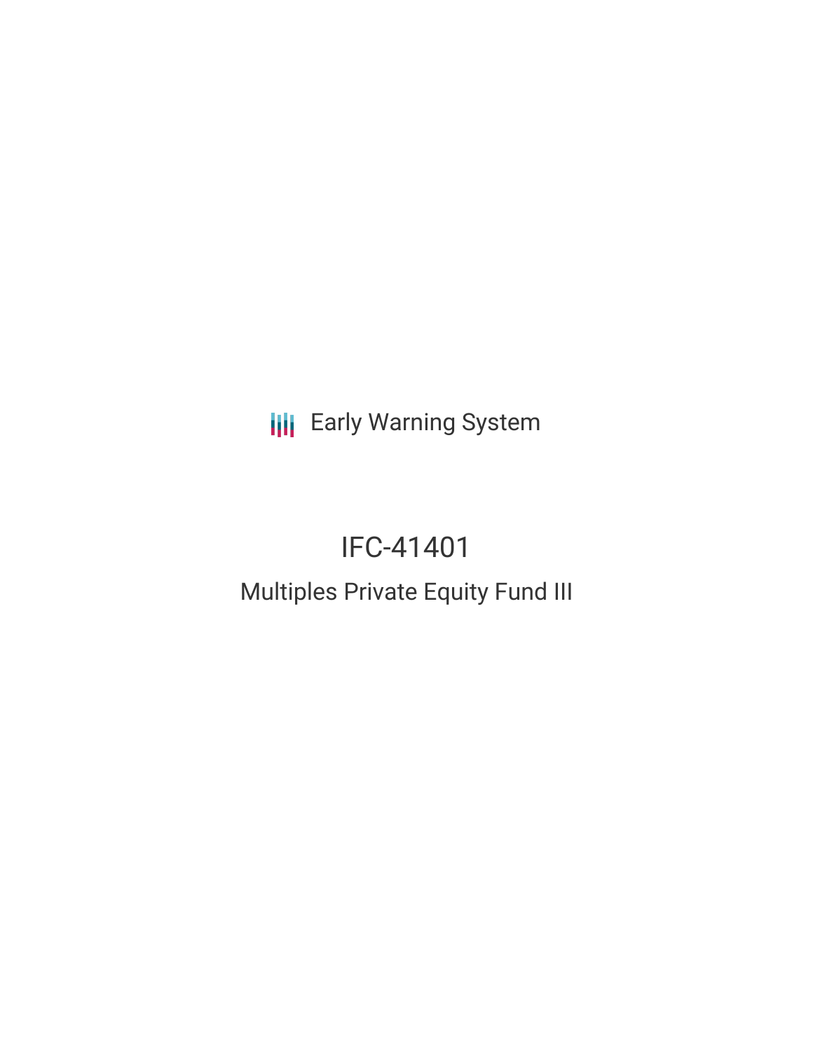Early Warning System

# IFC-41401

## Multiples Private Equity Fund III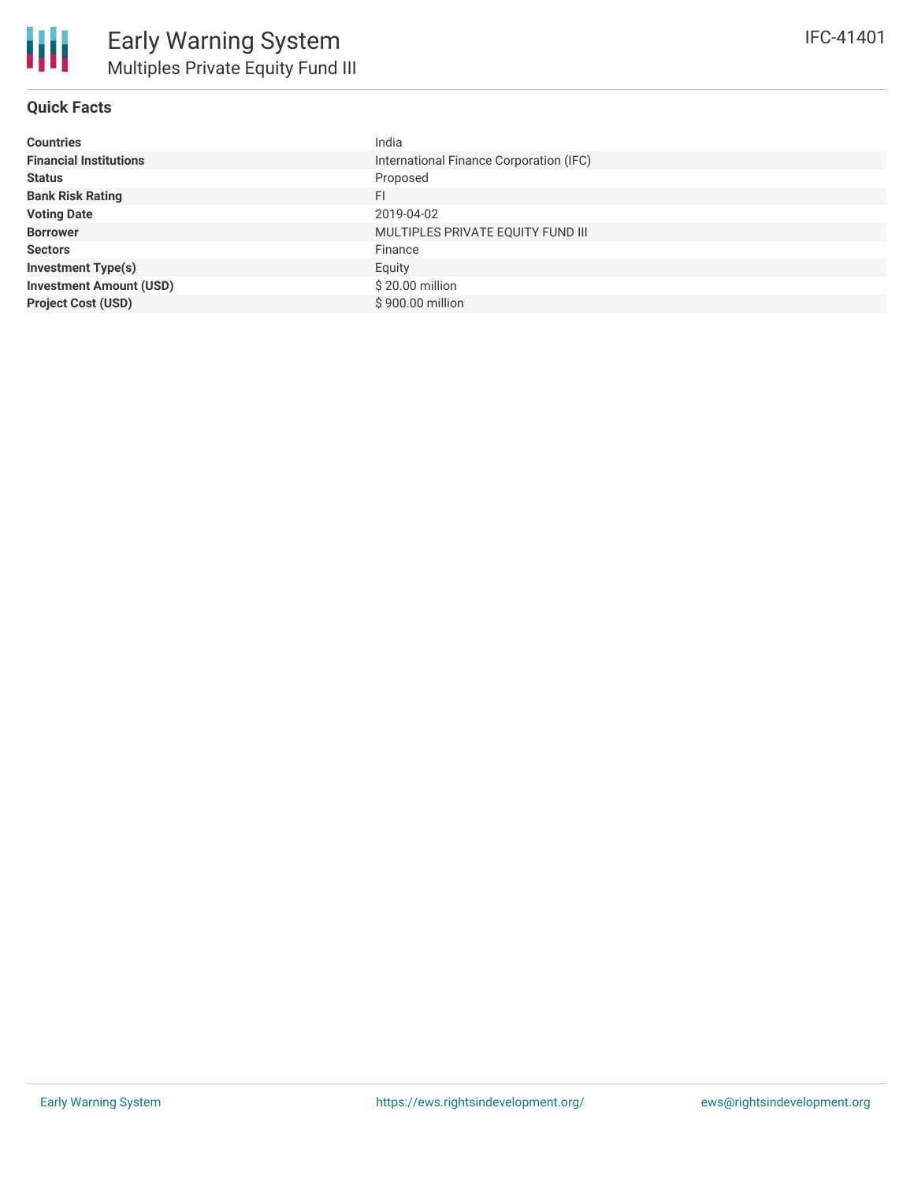# Early Warning System
## Multiples Private Equity Fund III

IFC-41401

### Quick Facts

| | |
|---|---|
| **Countries** | India |
| **Financial Institutions** | International Finance Corporation (IFC) |
| **Status** | Proposed |
| **Bank Risk Rating** | FI |
| **Voting Date** | 2019-04-02 |
| **Borrower** | MULTIPLES PRIVATE EQUITY FUND III |
| **Sectors** | Finance |
| **Investment Type(s)** | Equity |
| **Investment Amount (USD)** | $ 20.00 million |
| **Project Cost (USD)** | $ 900.00 million |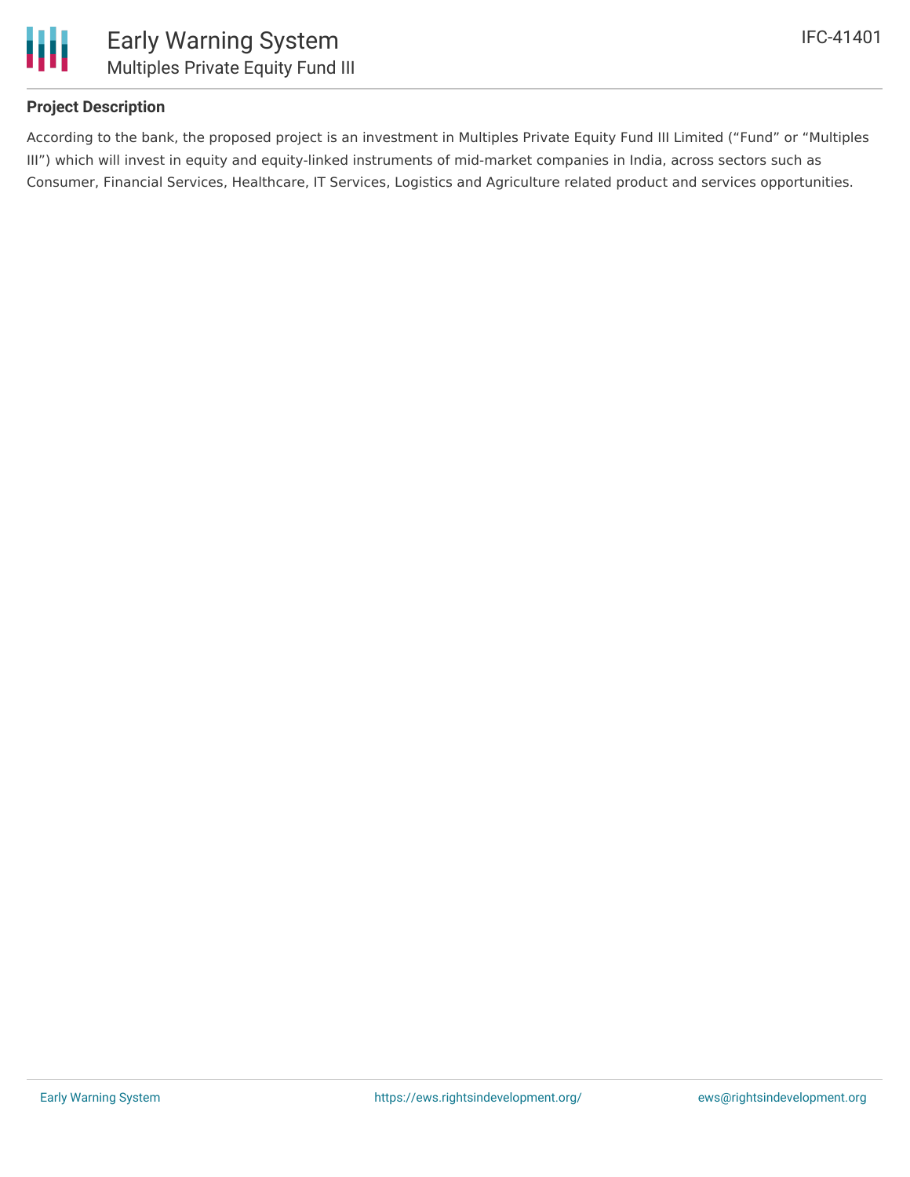## Project Description

According to the bank, the proposed project is an investment in Multiples Private Equity Fund III Limited ("Fund" or "Multiples III") which will invest in equity and equity-linked instruments of mid-market companies in India, across sectors such as Consumer, Financial Services, Healthcare, IT Services, Logistics and Agriculture related product and services opportunities.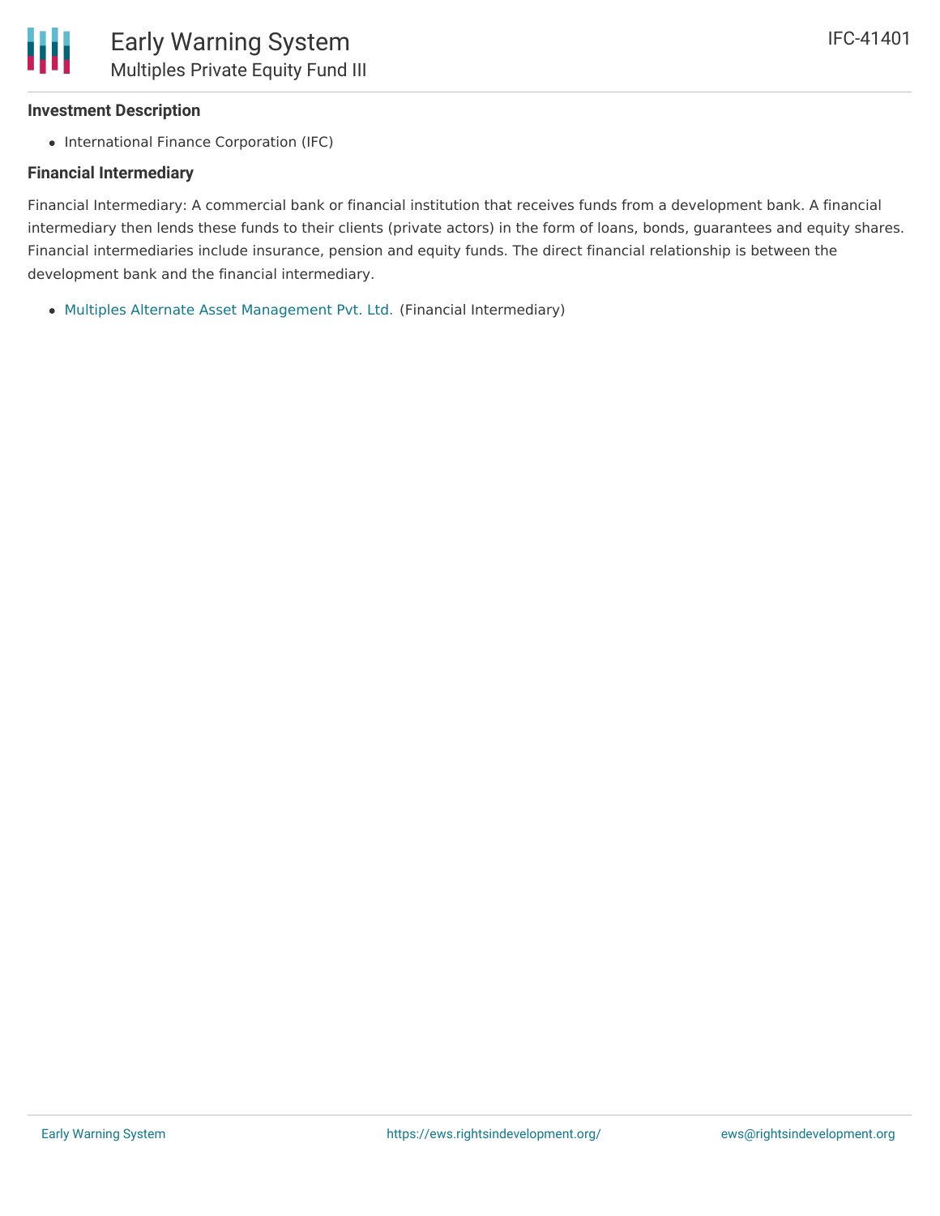### Investment Description

- International Finance Corporation (IFC)

### Financial Intermediary

Financial Intermediary: A commercial bank or financial institution that receives funds from a development bank. A financial intermediary then lends these funds to their clients (private actors) in the form of loans, bonds, guarantees and equity shares. Financial intermediaries include insurance, pension and equity funds. The direct financial relationship is between the development bank and the financial intermediary.

- Multiples Alternate Asset Management Pvt. Ltd. (Financial Intermediary)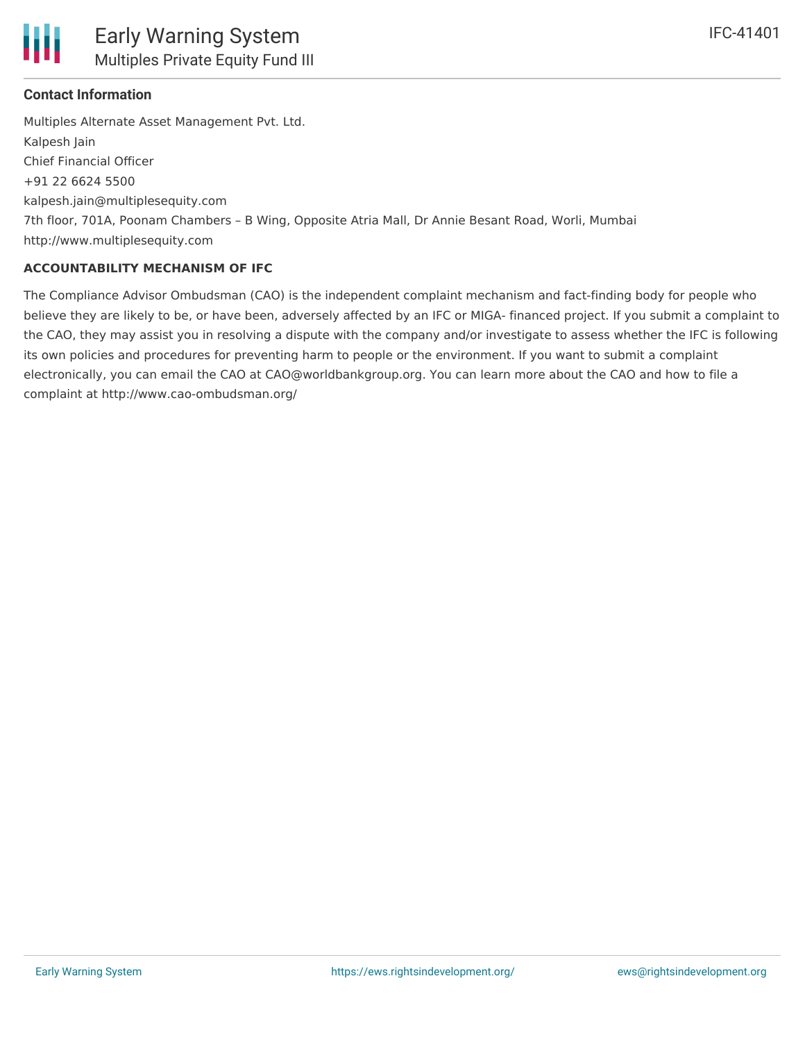**Contact Information**

Multiples Alternate Asset Management Pvt. Ltd.
Kalpesh Jain
Chief Financial Officer
+91 22 6624 5500
kalpesh.jain@multiplesequity.com
7th floor, 701A, Poonam Chambers – B Wing, Opposite Atria Mall, Dr Annie Besant Road, Worli, Mumbai
http://www.multiplesequity.com

**ACCOUNTABILITY MECHANISM OF IFC**

The Compliance Advisor Ombudsman (CAO) is the independent complaint mechanism and fact-finding body for people who believe they are likely to be, or have been, adversely affected by an IFC or MIGA- financed project. If you submit a complaint to the CAO, they may assist you in resolving a dispute with the company and/or investigate to assess whether the IFC is following its own policies and procedures for preventing harm to people or the environment. If you want to submit a complaint electronically, you can email the CAO at CAO@worldbankgroup.org. You can learn more about the CAO and how to file a complaint at http://www.cao-ombudsman.org/